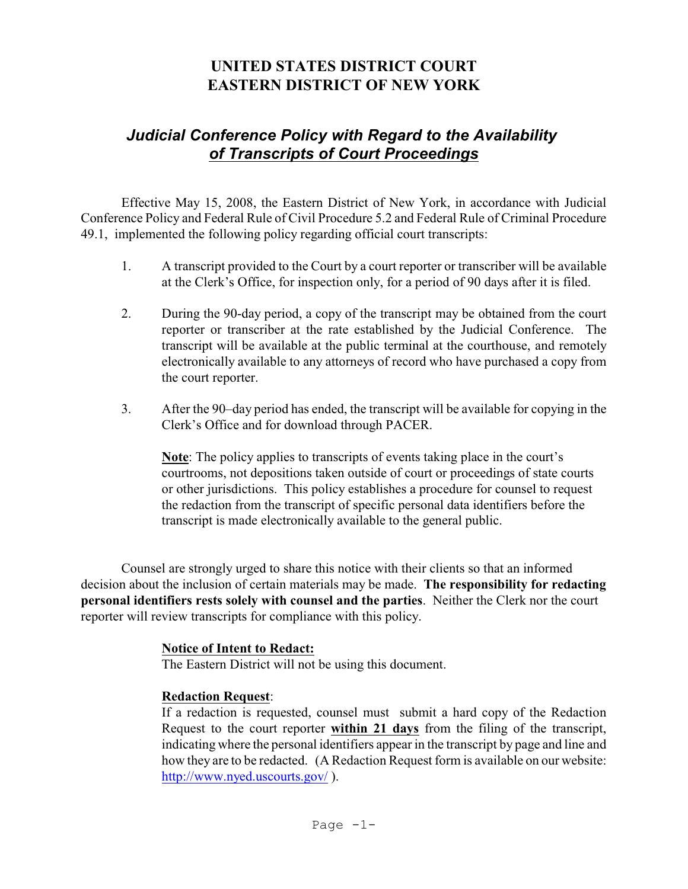# UNITED STATES DISTRICT COURT
# EASTERN DISTRICT OF NEW YORK

## *Judicial Conference Policy with Regard to the Availability of Transcripts of Court Proceedings*

Effective May 15, 2008, the Eastern District of New York, in accordance with Judicial Conference Policy and Federal Rule of Civil Procedure 5.2 and Federal Rule of Criminal Procedure 49.1, implemented the following policy regarding official court transcripts:

1. A transcript provided to the Court by a court reporter or transcriber will be available at the Clerk's Office, for inspection only, for a period of 90 days after it is filed.

2. During the 90-day period, a copy of the transcript may be obtained from the court reporter or transcriber at the rate established by the Judicial Conference. The transcript will be available at the public terminal at the courthouse, and remotely electronically available to any attorneys of record who have purchased a copy from the court reporter.

3. After the 90–day period has ended, the transcript will be available for copying in the Clerk's Office and for download through PACER.

   **Note**: The policy applies to transcripts of events taking place in the court's courtrooms, not depositions taken outside of court or proceedings of state courts or other jurisdictions. This policy establishes a procedure for counsel to request the redaction from the transcript of specific personal data identifiers before the transcript is made electronically available to the general public.

Counsel are strongly urged to share this notice with their clients so that an informed decision about the inclusion of certain materials may be made. **The responsibility for redacting personal identifiers rests solely with counsel and the parties**. Neither the Clerk nor the court reporter will review transcripts for compliance with this policy.

**Notice of Intent to Redact:**
The Eastern District will not be using this document.

**Redaction Request**:
If a redaction is requested, counsel must submit a hard copy of the Redaction Request to the court reporter **within 21 days** from the filing of the transcript, indicating where the personal identifiers appear in the transcript by page and line and how they are to be redacted. (A Redaction Request form is available on our website: http://www.nyed.uscourts.gov/ ).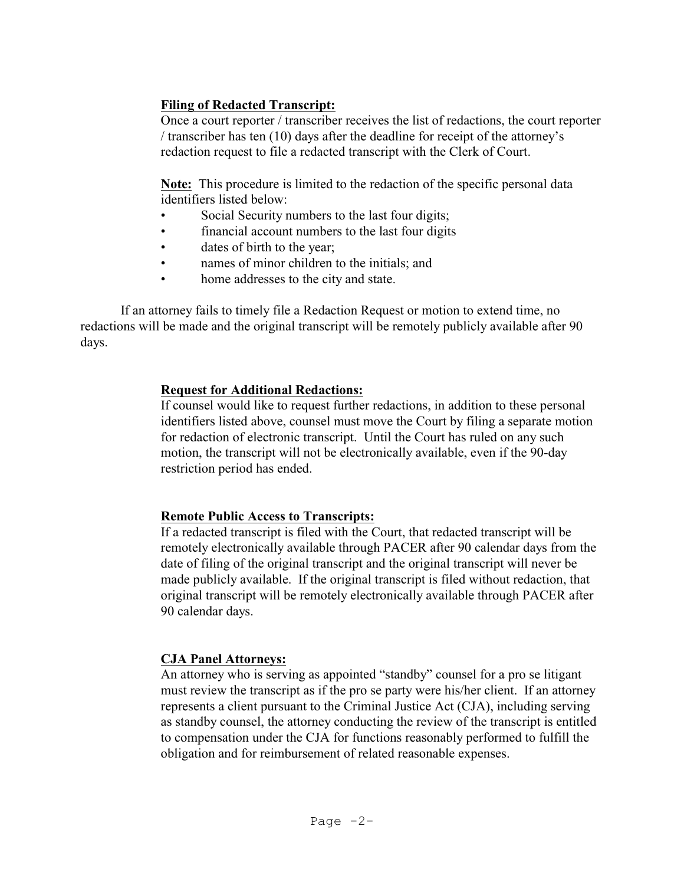**Filing of Redacted Transcript:**

Once a court reporter / transcriber receives the list of redactions, the court reporter / transcriber has ten (10) days after the deadline for receipt of the attorney's redaction request to file a redacted transcript with the Clerk of Court.

**Note:** This procedure is limited to the redaction of the specific personal data identifiers listed below:

- Social Security numbers to the last four digits;
- financial account numbers to the last four digits
- dates of birth to the year;
- names of minor children to the initials; and
- home addresses to the city and state.

If an attorney fails to timely file a Redaction Request or motion to extend time, no redactions will be made and the original transcript will be remotely publicly available after 90 days.

**Request for Additional Redactions:**

If counsel would like to request further redactions, in addition to these personal identifiers listed above, counsel must move the Court by filing a separate motion for redaction of electronic transcript. Until the Court has ruled on any such motion, the transcript will not be electronically available, even if the 90-day restriction period has ended.

**Remote Public Access to Transcripts:**

If a redacted transcript is filed with the Court, that redacted transcript will be remotely electronically available through PACER after 90 calendar days from the date of filing of the original transcript and the original transcript will never be made publicly available. If the original transcript is filed without redaction, that original transcript will be remotely electronically available through PACER after 90 calendar days.

**CJA Panel Attorneys:**

An attorney who is serving as appointed "standby" counsel for a pro se litigant must review the transcript as if the pro se party were his/her client. If an attorney represents a client pursuant to the Criminal Justice Act (CJA), including serving as standby counsel, the attorney conducting the review of the transcript is entitled to compensation under the CJA for functions reasonably performed to fulfill the obligation and for reimbursement of related reasonable expenses.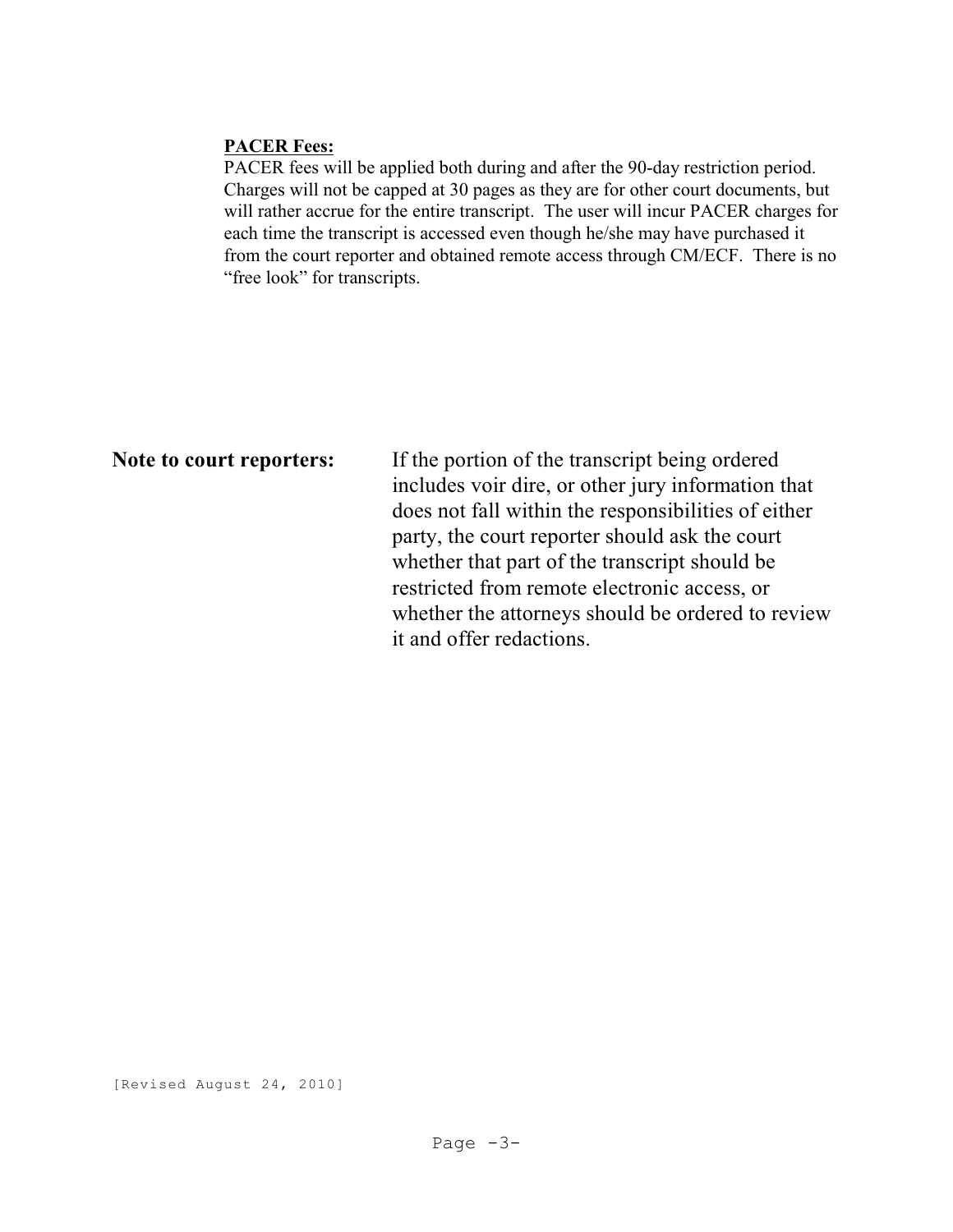**PACER Fees:**

PACER fees will be applied both during and after the 90-day restriction period. Charges will not be capped at 30 pages as they are for other court documents, but will rather accrue for the entire transcript. The user will incur PACER charges for each time the transcript is accessed even though he/she may have purchased it from the court reporter and obtained remote access through CM/ECF. There is no "free look" for transcripts.

**Note to court reporters:** If the portion of the transcript being ordered includes voir dire, or other jury information that does not fall within the responsibilities of either party, the court reporter should ask the court whether that part of the transcript should be restricted from remote electronic access, or whether the attorneys should be ordered to review it and offer redactions.

[Revised August 24, 2010]